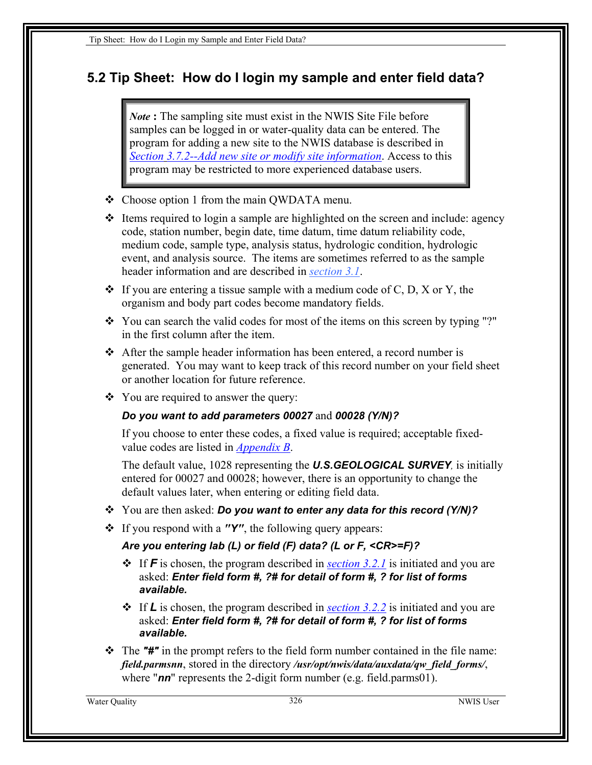## 5.2 Tip Sheet: How do I login my sample and enter field data?

> ***Note*** **:** The sampling site must exist in the NWIS Site File before samples can be logged in or water-quality data can be entered. The program for adding a new site to the NWIS database is described in *Section 3.7.2--Add new site or modify site information*. Access to this program may be restricted to more experienced database users.

- Choose option 1 from the main QWDATA menu.
- Items required to login a sample are highlighted on the screen and include: agency code, station number, begin date, time datum, time datum reliability code, medium code, sample type, analysis status, hydrologic condition, hydrologic event, and analysis source. The items are sometimes referred to as the sample header information and are described in *section 3.1*.
- If you are entering a tissue sample with a medium code of C, D, X or Y, the organism and body part codes become mandatory fields.
- You can search the valid codes for most of the items on this screen by typing "?" in the first column after the item.
- After the sample header information has been entered, a record number is generated. You may want to keep track of this record number on your field sheet or another location for future reference.
- You are required to answer the query:

  ***Do you want to add parameters 00027*** and ***00028 (Y/N)?***

  If you choose to enter these codes, a fixed value is required; acceptable fixed-value codes are listed in *Appendix B*.

  The default value, 1028 representing the ***U.S.GEOLOGICAL SURVEY****,* is initially entered for 00027 and 00028; however, there is an opportunity to change the default values later, when entering or editing field data.
- You are then asked: ***Do you want to enter any data for this record (Y/N)?***
- If you respond with a ***"Y"***, the following query appears:

  ***Are you entering lab (L) or field (F) data? (L or F, <CR>=F)?***

  - If ***F*** is chosen, the program described in *section 3.2.1* is initiated and you are asked: ***Enter field form #, ?# for detail of form #, ? for list of forms available.***
  - If ***L*** is chosen, the program described in *section 3.2.2* is initiated and you are asked: ***Enter field form #, ?# for detail of form #, ? for list of forms available.***
- The ***"#"*** in the prompt refers to the field form number contained in the file name: ***field.parmsnn***, stored in the directory ***/usr/opt/nwis/data/auxdata/qw_field_forms/***, where "***nn***" represents the 2-digit form number (e.g. field.parms01).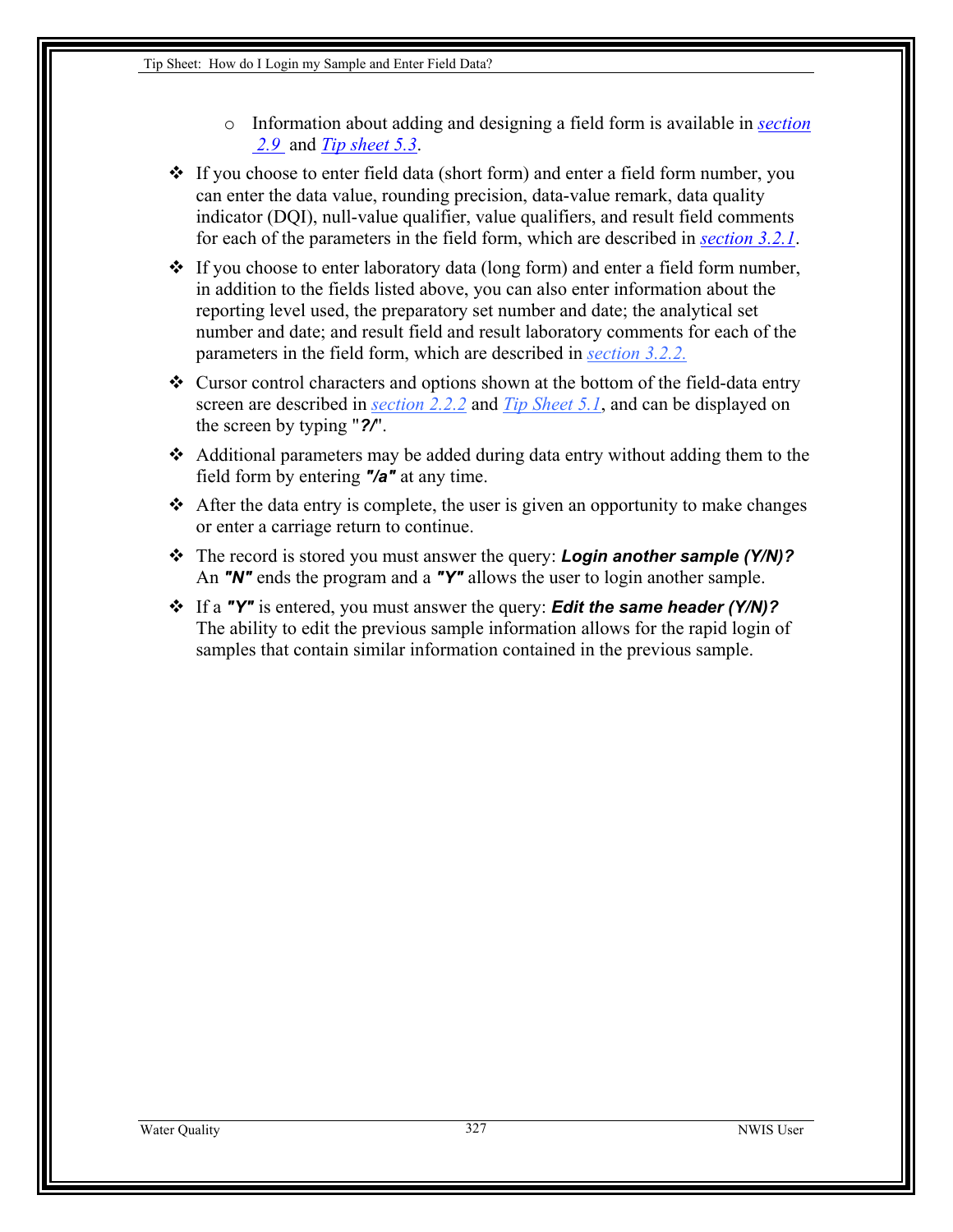- Information about adding and designing a field form is available in *section 2.9* and *Tip sheet 5.3*.

- If you choose to enter field data (short form) and enter a field form number, you can enter the data value, rounding precision, data-value remark, data quality indicator (DQI), null-value qualifier, value qualifiers, and result field comments for each of the parameters in the field form, which are described in *section 3.2.1*.

- If you choose to enter laboratory data (long form) and enter a field form number, in addition to the fields listed above, you can also enter information about the reporting level used, the preparatory set number and date; the analytical set number and date; and result field and result laboratory comments for each of the parameters in the field form, which are described in *section 3.2.2.*

- Cursor control characters and options shown at the bottom of the field-data entry screen are described in *section 2.2.2* and *Tip Sheet 5.1*, and can be displayed on the screen by typing "***?/***".

- Additional parameters may be added during data entry without adding them to the field form by entering ***"/a"*** at any time.

- After the data entry is complete, the user is given an opportunity to make changes or enter a carriage return to continue.

- The record is stored you must answer the query: ***Login another sample (Y/N)?*** An ***"N"*** ends the program and a ***"Y"*** allows the user to login another sample.

- If a ***"Y"*** is entered, you must answer the query: ***Edit the same header (Y/N)?*** The ability to edit the previous sample information allows for the rapid login of samples that contain similar information contained in the previous sample.